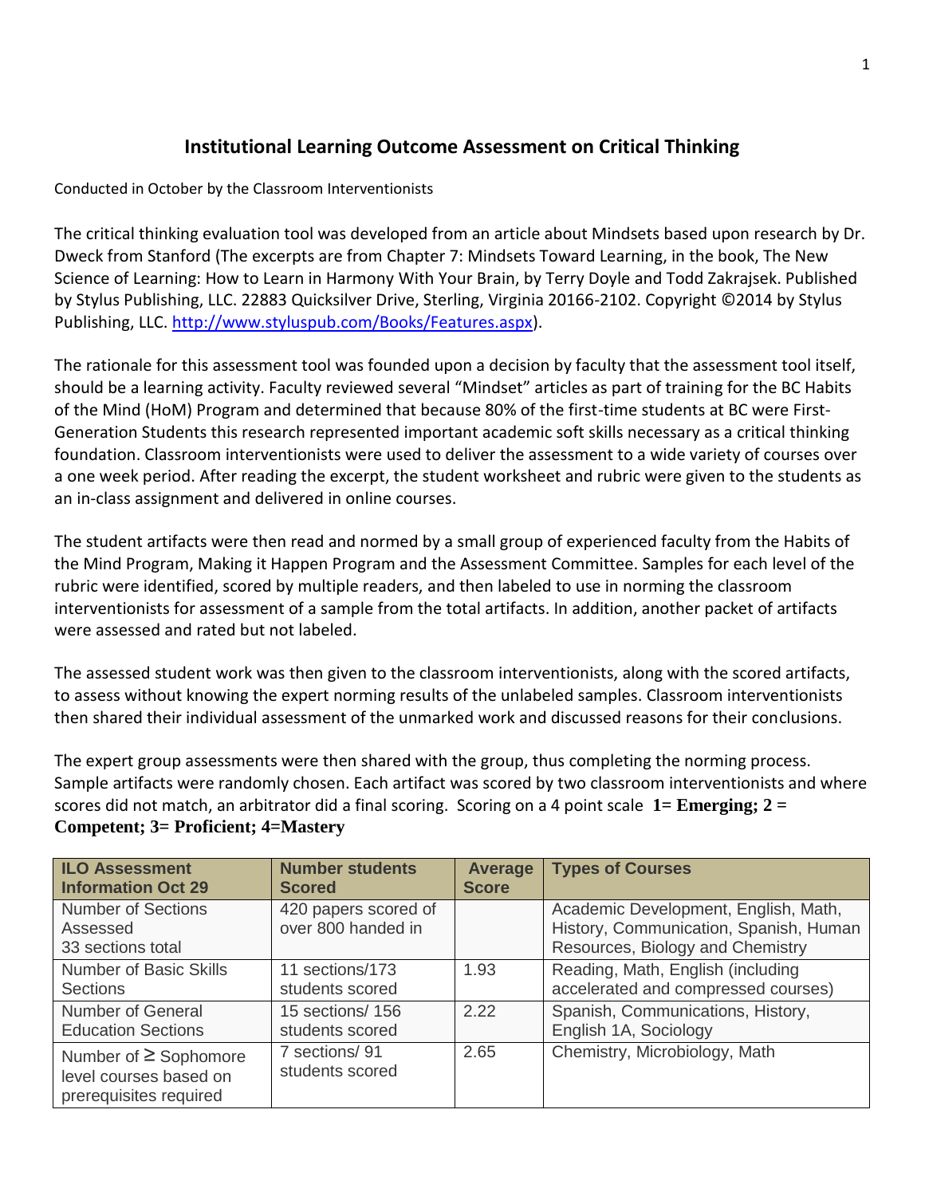# Institutional Learning Outcome Assessment on Critical Thinking

Conducted in October by the Classroom Interventionists

The critical thinking evaluation tool was developed from an article about Mindsets based upon research by Dr. Dweck from Stanford (The excerpts are from Chapter 7: Mindsets Toward Learning, in the book, The New Science of Learning: How to Learn in Harmony With Your Brain, by Terry Doyle and Todd Zakrajsek. Published by Stylus Publishing, LLC. 22883 Quicksilver Drive, Sterling, Virginia 20166-2102. Copyright ©2014 by Stylus Publishing, LLC. http://www.styluspub.com/Books/Features.aspx).

The rationale for this assessment tool was founded upon a decision by faculty that the assessment tool itself, should be a learning activity. Faculty reviewed several "Mindset" articles as part of training for the BC Habits of the Mind (HoM) Program and determined that because 80% of the first-time students at BC were First-Generation Students this research represented important academic soft skills necessary as a critical thinking foundation. Classroom interventionists were used to deliver the assessment to a wide variety of courses over a one week period. After reading the excerpt, the student worksheet and rubric were given to the students as an in-class assignment and delivered in online courses.

The student artifacts were then read and normed by a small group of experienced faculty from the Habits of the Mind Program, Making it Happen Program and the Assessment Committee. Samples for each level of the rubric were identified, scored by multiple readers, and then labeled to use in norming the classroom interventionists for assessment of a sample from the total artifacts. In addition, another packet of artifacts were assessed and rated but not labeled.

The assessed student work was then given to the classroom interventionists, along with the scored artifacts, to assess without knowing the expert norming results of the unlabeled samples. Classroom interventionists then shared their individual assessment of the unmarked work and discussed reasons for their conclusions.

The expert group assessments were then shared with the group, thus completing the norming process. Sample artifacts were randomly chosen. Each artifact was scored by two classroom interventionists and where scores did not match, an arbitrator did a final scoring. Scoring on a 4 point scale **1= Emerging; 2 = Competent; 3= Proficient; 4=Mastery**

| ILO Assessment Information Oct 29 | Number students Scored | Average Score | Types of Courses |
|---|---|---|---|
| Number of Sections Assessed 33 sections total | 420 papers scored of over 800 handed in | | Academic Development, English, Math, History, Communication, Spanish, Human Resources, Biology and Chemistry |
| Number of Basic Skills Sections | 11 sections/173 students scored | 1.93 | Reading, Math, English (including accelerated and compressed courses) |
| Number of General Education Sections | 15 sections/ 156 students scored | 2.22 | Spanish, Communications, History, English 1A, Sociology |
| Number of ≥ Sophomore level courses based on prerequisites required | 7 sections/ 91 students scored | 2.65 | Chemistry, Microbiology, Math |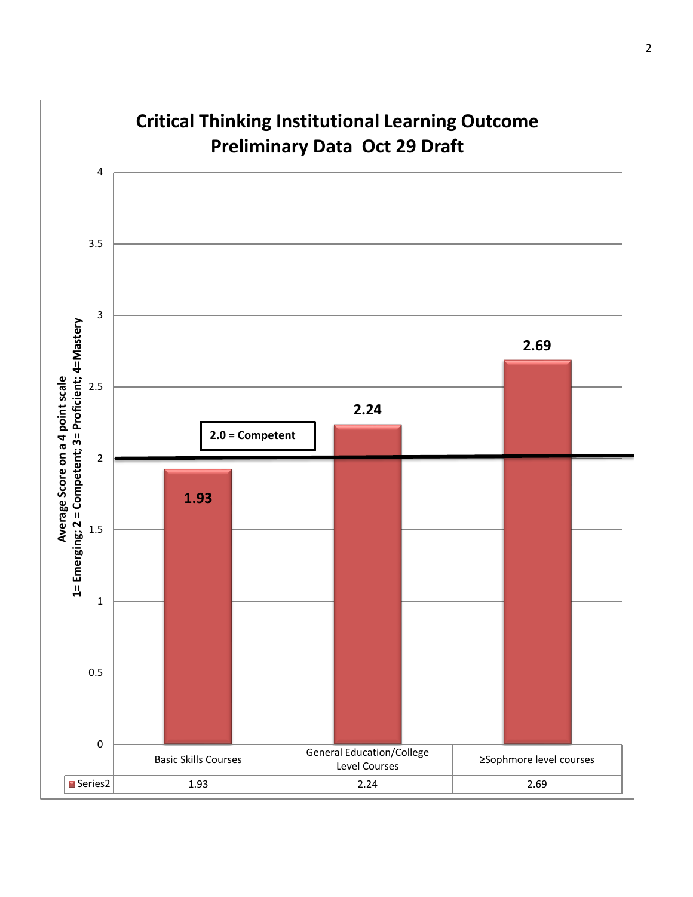**Critical Thinking Institutional Learning Outcome**
**Preliminary Data Oct 29 Draft**

Average Score on a 4 point scale
1= Emerging; 2 = Competent; 3= Proficient; 4=Mastery

4
3.5
3
2.5
2
1.5
1
0.5
0

2.0 = Competent

2.69
2.24
1.93

Basic Skills Courses
General Education/College Level Courses
≥Sophmore level courses

Series2
1.93
2.24
2.69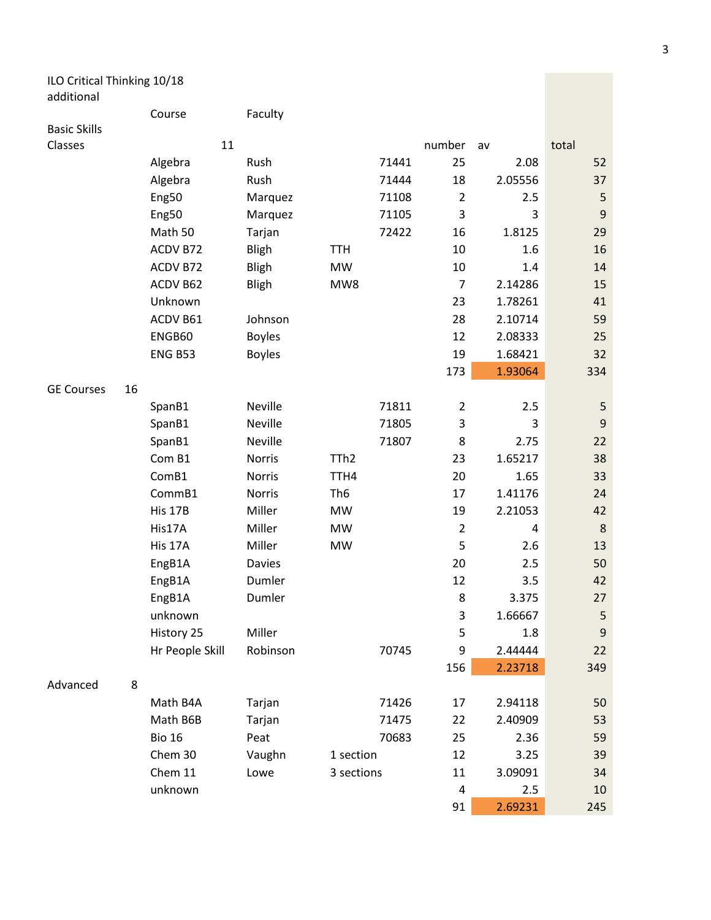ILO Critical Thinking 10/18
additional

| | Course | Faculty | | | number | av | total |
|---|---|---|---|---|---|---|---|
| Basic Skills Classes | 11 | | | | | | |
| | Algebra | Rush | | 71441 | 25 | 2.08 | 52 |
| | Algebra | Rush | | 71444 | 18 | 2.05556 | 37 |
| | Eng50 | Marquez | | 71108 | 2 | 2.5 | 5 |
| | Eng50 | Marquez | | 71105 | 3 | 3 | 9 |
| | Math 50 | Tarjan | | 72422 | 16 | 1.8125 | 29 |
| | ACDV B72 | Bligh | TTH | | 10 | 1.6 | 16 |
| | ACDV B72 | Bligh | MW | | 10 | 1.4 | 14 |
| | ACDV B62 | Bligh | MW8 | | 7 | 2.14286 | 15 |
| | Unknown | | | | 23 | 1.78261 | 41 |
| | ACDV B61 | Johnson | | | 28 | 2.10714 | 59 |
| | ENGB60 | Boyles | | | 12 | 2.08333 | 25 |
| | ENG B53 | Boyles | | | 19 | 1.68421 | 32 |
| | | | | | 173 | 1.93064 | 334 |
| GE Courses 16 | | | | | | | |
| | SpanB1 | Neville | | 71811 | 2 | 2.5 | 5 |
| | SpanB1 | Neville | | 71805 | 3 | 3 | 9 |
| | SpanB1 | Neville | | 71807 | 8 | 2.75 | 22 |
| | Com B1 | Norris | TTh2 | | 23 | 1.65217 | 38 |
| | ComB1 | Norris | TTH4 | | 20 | 1.65 | 33 |
| | CommB1 | Norris | Th6 | | 17 | 1.41176 | 24 |
| | His 17B | Miller | MW | | 19 | 2.21053 | 42 |
| | His17A | Miller | MW | | 2 | 4 | 8 |
| | His 17A | Miller | MW | | 5 | 2.6 | 13 |
| | EngB1A | Davies | | | 20 | 2.5 | 50 |
| | EngB1A | Dumler | | | 12 | 3.5 | 42 |
| | EngB1A | Dumler | | | 8 | 3.375 | 27 |
| | unknown | | | | 3 | 1.66667 | 5 |
| | History 25 | Miller | | | 5 | 1.8 | 9 |
| | Hr People Skill | Robinson | | 70745 | 9 | 2.44444 | 22 |
| | | | | | 156 | 2.23718 | 349 |
| Advanced 8 | | | | | | | |
| | Math B4A | Tarjan | | 71426 | 17 | 2.94118 | 50 |
| | Math B6B | Tarjan | | 71475 | 22 | 2.40909 | 53 |
| | Bio 16 | Peat | | 70683 | 25 | 2.36 | 59 |
| | Chem 30 | Vaughn | 1 section | | 12 | 3.25 | 39 |
| | Chem 11 | Lowe | 3 sections | | 11 | 3.09091 | 34 |
| | unknown | | | | 4 | 2.5 | 10 |
| | | | | | 91 | 2.69231 | 245 |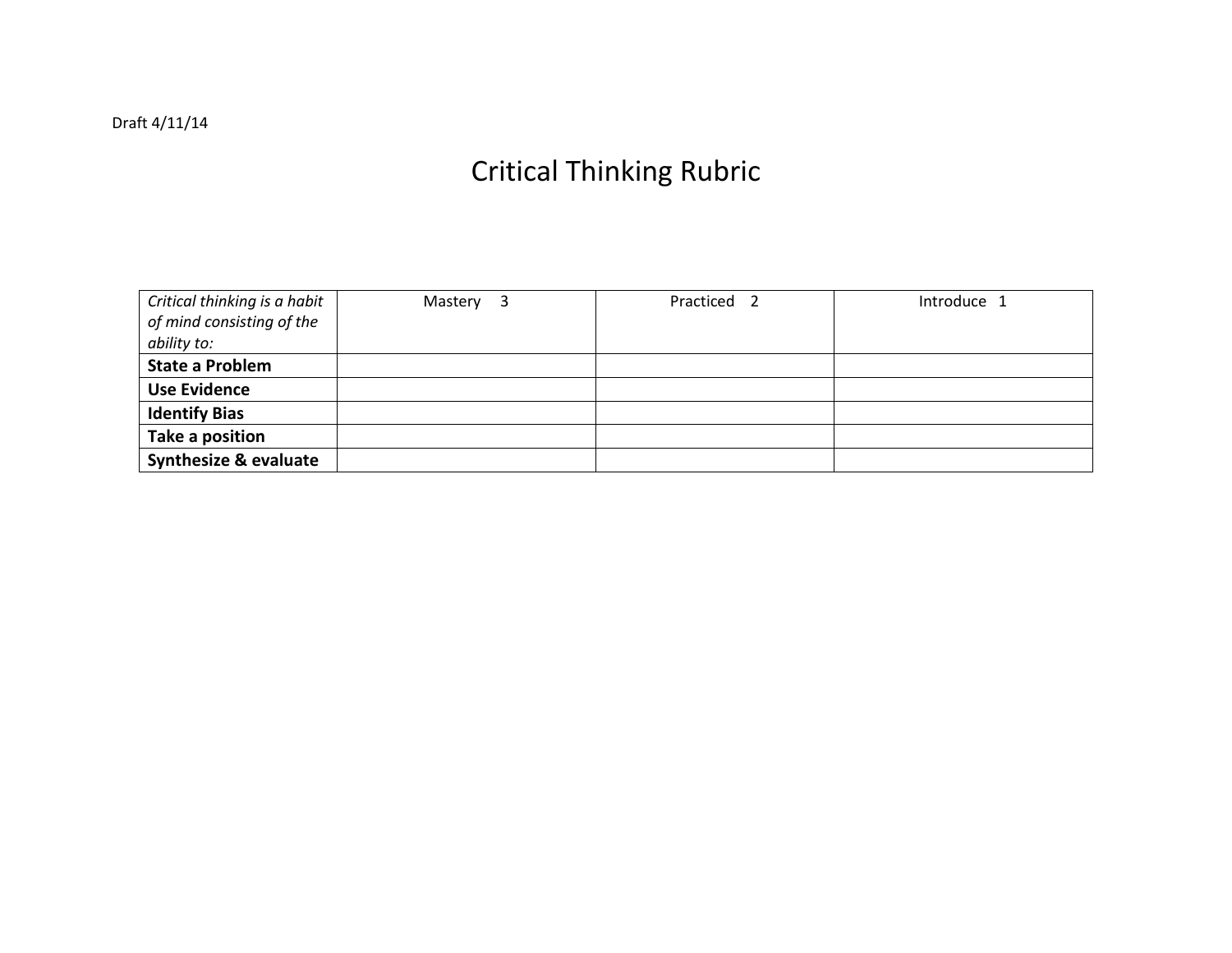Draft 4/11/14

# Critical Thinking Rubric

| *Critical thinking is a habit of mind consisting of the ability to:* | Mastery 3 | Practiced 2 | Introduce 1 |
|---|---|---|---|
| **State a Problem** | | | |
| **Use Evidence** | | | |
| **Identify Bias** | | | |
| **Take a position** | | | |
| **Synthesize & evaluate** | | | |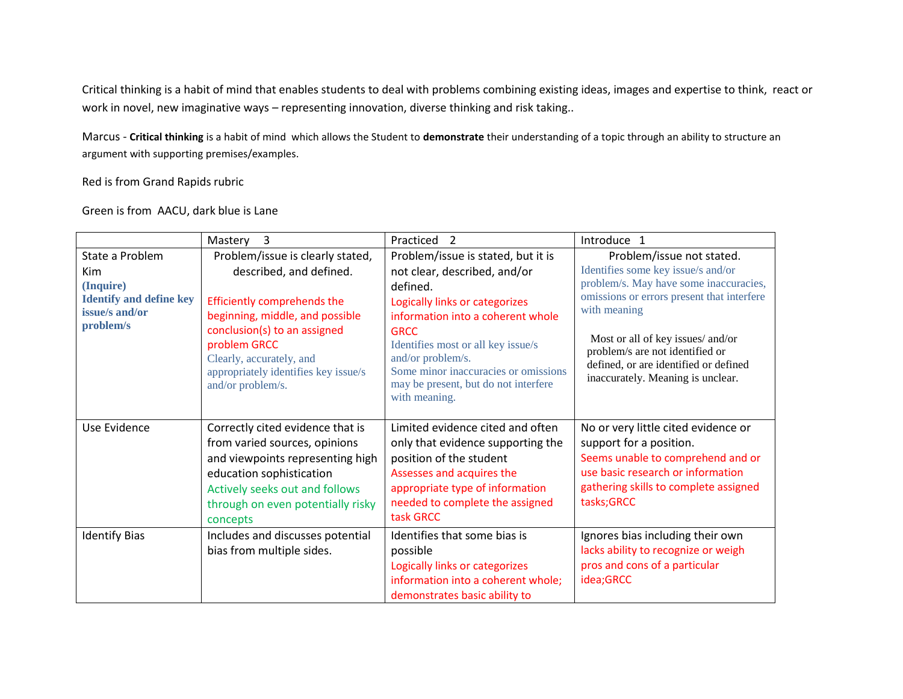Critical thinking is a habit of mind that enables students to deal with problems combining existing ideas, images and expertise to think, react or work in novel, new imaginative ways – representing innovation, diverse thinking and risk taking..

Marcus - **Critical thinking** is a habit of mind which allows the Student to **demonstrate** their understanding of a topic through an ability to structure an argument with supporting premises/examples.

Red is from Grand Rapids rubric

Green is from AACU, dark blue is Lane

| | Mastery 3 | Practiced 2 | Introduce 1 |
|---|---|---|---|
| State a Problem<br>Kim<br>**(Inquire)**<br>**Identify and define key issue/s and/or problem/s** | Problem/issue is clearly stated, described, and defined.<br><br>Efficiently comprehends the beginning, middle, and possible conclusion(s) to an assigned problem GRCC<br>Clearly, accurately, and appropriately identifies key issue/s and/or problem/s. | Problem/issue is stated, but it is not clear, described, and/or defined.<br>Logically links or categorizes information into a coherent whole GRCC<br>Identifies most or all key issue/s and/or problem/s.<br>Some minor inaccuracies or omissions may be present, but do not interfere with meaning. | Problem/issue not stated.<br>Identifies some key issue/s and/or problem/s. May have some inaccuracies, omissions or errors present that interfere with meaning<br><br>Most or all of key issues/ and/or problem/s are not identified or defined, or are identified or defined inaccurately. Meaning is unclear. |
| Use Evidence | Correctly cited evidence that is from varied sources, opinions and viewpoints representing high education sophistication<br>Actively seeks out and follows through on even potentially risky concepts | Limited evidence cited and often only that evidence supporting the position of the student<br>Assesses and acquires the appropriate type of information needed to complete the assigned task GRCC | No or very little cited evidence or support for a position.<br>Seems unable to comprehend and or use basic research or information gathering skills to complete assigned tasks;GRCC |
| Identify Bias | Includes and discusses potential bias from multiple sides. | Identifies that some bias is possible<br>Logically links or categorizes information into a coherent whole; demonstrates basic ability to | Ignores bias including their own<br>lacks ability to recognize or weigh pros and cons of a particular idea;GRCC |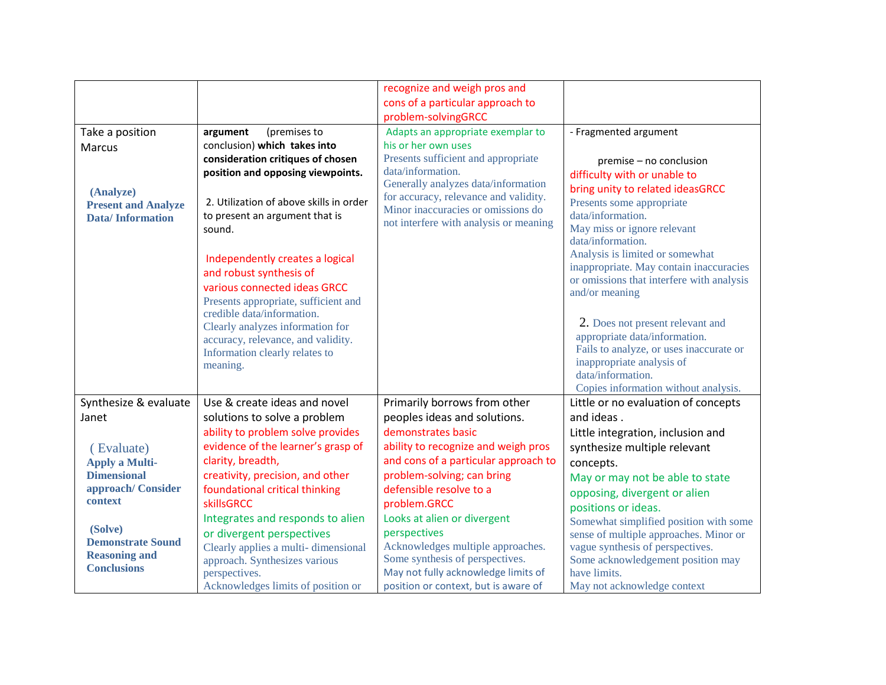| | | | |
|---|---|---|---|
| | | recognize and weigh pros and cons of a particular approach to problem-solvingGRCC | |
| Take a position Marcus<br><br>**(Analyze) Present and Analyze Data/ Information** | **argument** (premises to conclusion) **which takes into consideration critiques of chosen position and opposing viewpoints.**<br><br>2. Utilization of above skills in order to present an argument that is sound.<br><br>Independently creates a logical and robust synthesis of various connected ideas GRCC<br>Presents appropriate, sufficient and credible data/information.<br>Clearly analyzes information for accuracy, relevance, and validity.<br>Information clearly relates to meaning. | Adapts an appropriate exemplar to his or her own uses<br>Presents sufficient and appropriate data/information.<br>Generally analyzes data/information for accuracy, relevance and validity.<br>Minor inaccuracies or omissions do not interfere with analysis or meaning | - Fragmented argument<br><br>premise – no conclusion<br>difficulty with or unable to bring unity to related ideasGRCC<br>Presents some appropriate data/information.<br>May miss or ignore relevant data/information.<br>Analysis is limited or somewhat inappropriate. May contain inaccuracies or omissions that interfere with analysis and/or meaning<br><br>2. Does not present relevant and appropriate data/information.<br>Fails to analyze, or uses inaccurate or inappropriate analysis of data/information.<br>Copies information without analysis. |
| Synthesize & evaluate Janet<br><br>**( Evaluate) Apply a Multi-Dimensional approach/ Consider context**<br><br>**(Solve) Demonstrate Sound Reasoning and Conclusions** | Use & create ideas and novel solutions to solve a problem<br>ability to problem solve provides evidence of the learner's grasp of clarity, breadth, creativity, precision, and other foundational critical thinking skillsGRCC<br>Integrates and responds to alien or divergent perspectives<br>Clearly applies a multi- dimensional approach. Synthesizes various perspectives.<br>Acknowledges limits of position or | Primarily borrows from other peoples ideas and solutions.<br>demonstrates basic ability to recognize and weigh pros and cons of a particular approach to problem-solving; can bring defensible resolve to a problem.GRCC<br>Looks at alien or divergent perspectives<br>Acknowledges multiple approaches.<br>Some synthesis of perspectives.<br>May not fully acknowledge limits of position or context, but is aware of | Little or no evaluation of concepts and ideas .<br>Little integration, inclusion and synthesize multiple relevant concepts.<br>May or may not be able to state opposing, divergent or alien positions or ideas.<br>Somewhat simplified position with some sense of multiple approaches. Minor or vague synthesis of perspectives.<br>Some acknowledgement position may have limits.<br>May not acknowledge context |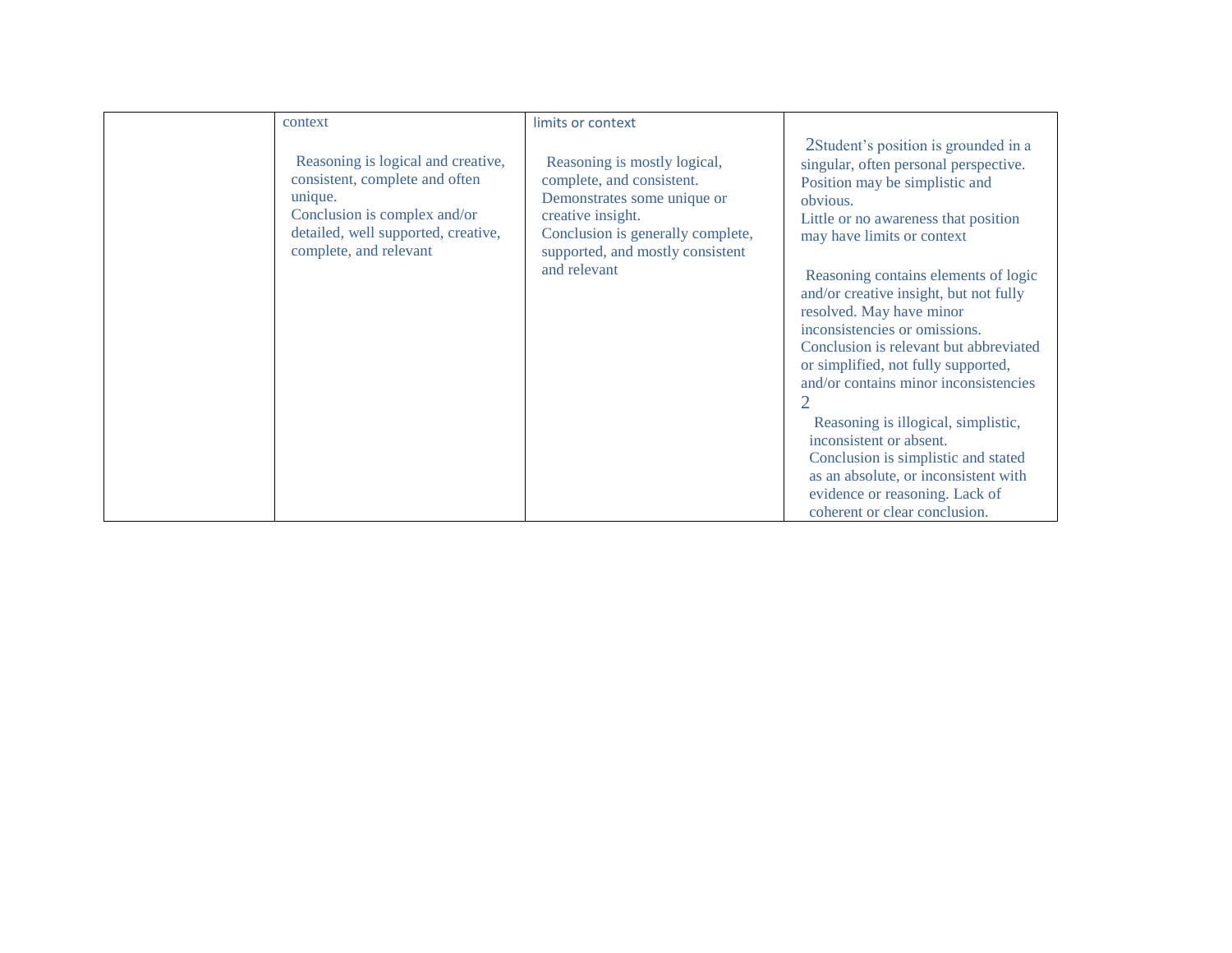| | | | |
|---|---|---|---|
| | context<br><br>Reasoning is logical and creative, consistent, complete and often unique.<br>Conclusion is complex and/or detailed, well supported, creative, complete, and relevant | limits or context<br><br>Reasoning is mostly logical, complete, and consistent. Demonstrates some unique or creative insight.<br>Conclusion is generally complete, supported, and mostly consistent and relevant | 2Student's position is grounded in a singular, often personal perspective. Position may be simplistic and obvious.<br>Little or no awareness that position may have limits or context<br><br>Reasoning contains elements of logic and/or creative insight, but not fully resolved. May have minor inconsistencies or omissions.<br>Conclusion is relevant but abbreviated or simplified, not fully supported, and/or contains minor inconsistencies<br>2<br>Reasoning is illogical, simplistic, inconsistent or absent.<br>Conclusion is simplistic and stated as an absolute, or inconsistent with evidence or reasoning. Lack of coherent or clear conclusion. |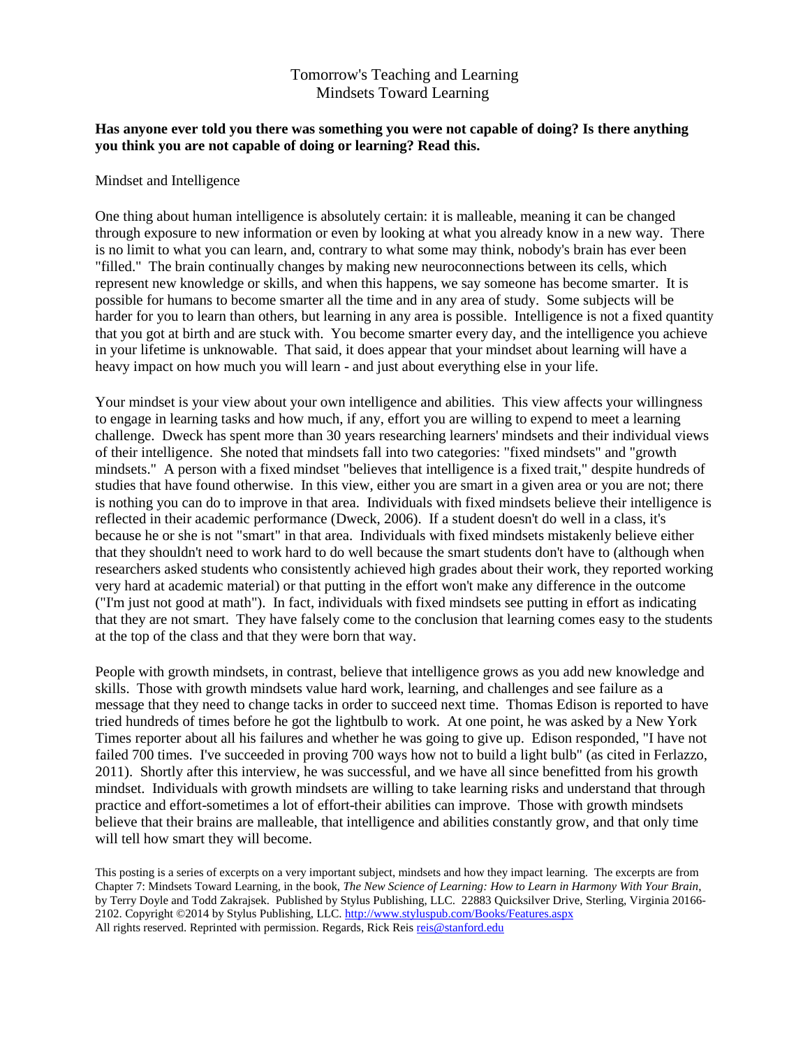# Tomorrow's Teaching and Learning
# Mindsets Toward Learning

**Has anyone ever told you there was something you were not capable of doing? Is there anything you think you are not capable of doing or learning? Read this.**

Mindset and Intelligence

One thing about human intelligence is absolutely certain: it is malleable, meaning it can be changed through exposure to new information or even by looking at what you already know in a new way. There is no limit to what you can learn, and, contrary to what some may think, nobody's brain has ever been "filled." The brain continually changes by making new neuroconnections between its cells, which represent new knowledge or skills, and when this happens, we say someone has become smarter. It is possible for humans to become smarter all the time and in any area of study. Some subjects will be harder for you to learn than others, but learning in any area is possible. Intelligence is not a fixed quantity that you got at birth and are stuck with. You become smarter every day, and the intelligence you achieve in your lifetime is unknowable. That said, it does appear that your mindset about learning will have a heavy impact on how much you will learn - and just about everything else in your life.

Your mindset is your view about your own intelligence and abilities. This view affects your willingness to engage in learning tasks and how much, if any, effort you are willing to expend to meet a learning challenge. Dweck has spent more than 30 years researching learners' mindsets and their individual views of their intelligence. She noted that mindsets fall into two categories: "fixed mindsets" and "growth mindsets." A person with a fixed mindset "believes that intelligence is a fixed trait," despite hundreds of studies that have found otherwise. In this view, either you are smart in a given area or you are not; there is nothing you can do to improve in that area. Individuals with fixed mindsets believe their intelligence is reflected in their academic performance (Dweck, 2006). If a student doesn't do well in a class, it's because he or she is not "smart" in that area. Individuals with fixed mindsets mistakenly believe either that they shouldn't need to work hard to do well because the smart students don't have to (although when researchers asked students who consistently achieved high grades about their work, they reported working very hard at academic material) or that putting in the effort won't make any difference in the outcome ("I'm just not good at math"). In fact, individuals with fixed mindsets see putting in effort as indicating that they are not smart. They have falsely come to the conclusion that learning comes easy to the students at the top of the class and that they were born that way.

People with growth mindsets, in contrast, believe that intelligence grows as you add new knowledge and skills. Those with growth mindsets value hard work, learning, and challenges and see failure as a message that they need to change tacks in order to succeed next time. Thomas Edison is reported to have tried hundreds of times before he got the lightbulb to work. At one point, he was asked by a New York Times reporter about all his failures and whether he was going to give up. Edison responded, "I have not failed 700 times. I've succeeded in proving 700 ways how not to build a light bulb" (as cited in Ferlazzo, 2011). Shortly after this interview, he was successful, and we have all since benefitted from his growth mindset. Individuals with growth mindsets are willing to take learning risks and understand that through practice and effort-sometimes a lot of effort-their abilities can improve. Those with growth mindsets believe that their brains are malleable, that intelligence and abilities constantly grow, and that only time will tell how smart they will become.

This posting is a series of excerpts on a very important subject, mindsets and how they impact learning. The excerpts are from Chapter 7: Mindsets Toward Learning, in the book, *The New Science of Learning: How to Learn in Harmony With Your Brain*, by Terry Doyle and Todd Zakrajsek. Published by Stylus Publishing, LLC. 22883 Quicksilver Drive, Sterling, Virginia 20166-2102. Copyright ©2014 by Stylus Publishing, LLC. http://www.styluspub.com/Books/Features.aspx
All rights reserved. Reprinted with permission. Regards, Rick Reis reis@stanford.edu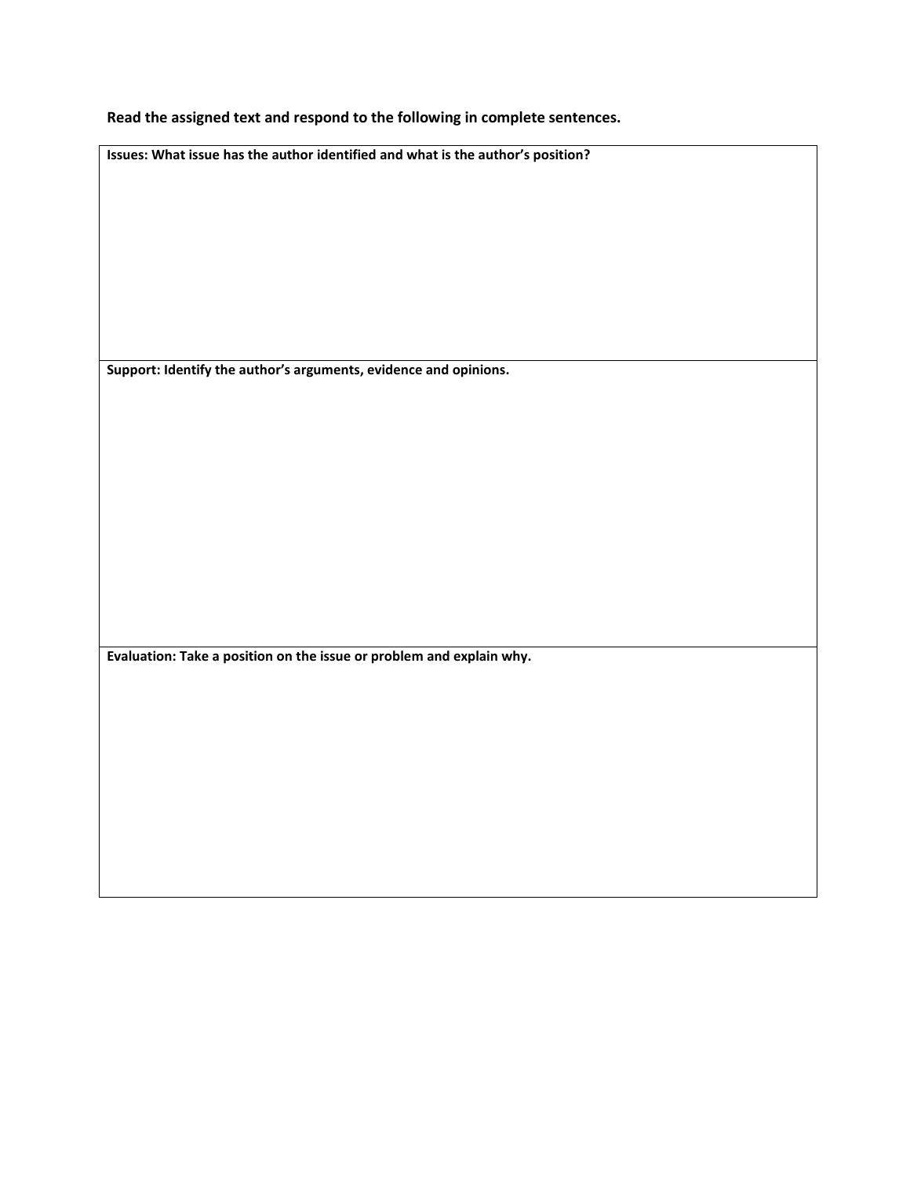**Read the assigned text and respond to the following in complete sentences.**

| |
|---|
| **Issues: What issue has the author identified and what is the author's position?** |
| **Support: Identify the author's arguments, evidence and opinions.** |
| **Evaluation: Take a position on the issue or problem and explain why.** |